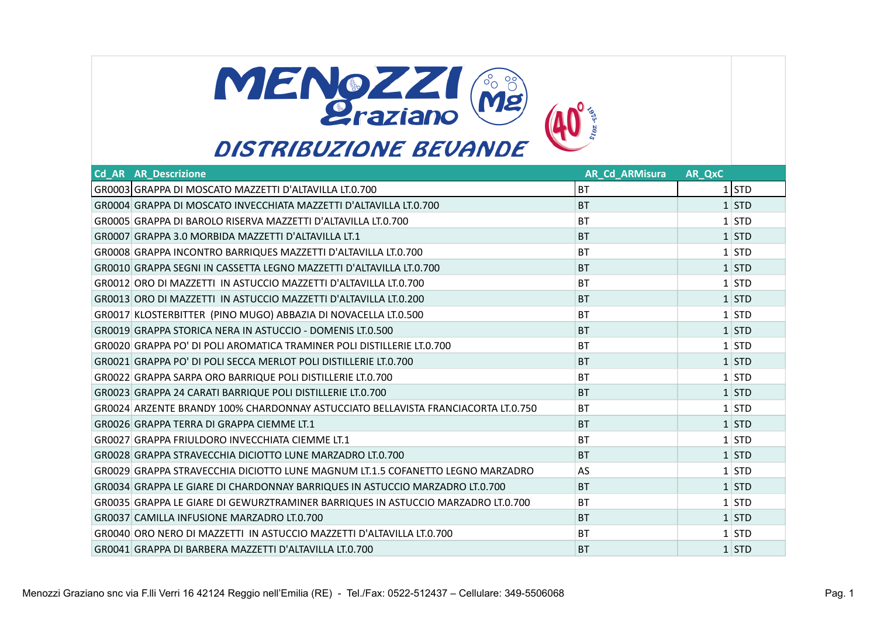# MENOZZI Graziano

## DISTRIBUZIONE BEVANDE

| Cd_AR | AR_Descrizione | AR_Cd_ARMisura | AR_QxC | |
|---|---|---|---|---|
| GR0003 | GRAPPA DI MOSCATO MAZZETTI D'ALTAVILLA LT.0.700 | BT | 1 | STD |
| GR0004 | GRAPPA DI MOSCATO INVECCHIATA MAZZETTI D'ALTAVILLA LT.0.700 | BT | 1 | STD |
| GR0005 | GRAPPA DI BAROLO RISERVA MAZZETTI D'ALTAVILLA LT.0.700 | BT | 1 | STD |
| GR0007 | GRAPPA 3.0 MORBIDA MAZZETTI D'ALTAVILLA LT.1 | BT | 1 | STD |
| GR0008 | GRAPPA INCONTRO BARRIQUES MAZZETTI D'ALTAVILLA LT.0.700 | BT | 1 | STD |
| GR0010 | GRAPPA SEGNI IN CASSETTA LEGNO MAZZETTI D'ALTAVILLA LT.0.700 | BT | 1 | STD |
| GR0012 | ORO DI MAZZETTI IN ASTUCCIO MAZZETTI D'ALTAVILLA LT.0.700 | BT | 1 | STD |
| GR0013 | ORO DI MAZZETTI IN ASTUCCIO MAZZETTI D'ALTAVILLA LT.0.200 | BT | 1 | STD |
| GR0017 | KLOSTERBITTER (PINO MUGO) ABBAZIA DI NOVACELLA LT.0.500 | BT | 1 | STD |
| GR0019 | GRAPPA STORICA NERA IN ASTUCCIO - DOMENIS LT.0.500 | BT | 1 | STD |
| GR0020 | GRAPPA PO' DI POLI AROMATICA TRAMINER POLI DISTILLERIE LT.0.700 | BT | 1 | STD |
| GR0021 | GRAPPA PO' DI POLI SECCA MERLOT POLI DISTILLERIE LT.0.700 | BT | 1 | STD |
| GR0022 | GRAPPA SARPA ORO BARRIQUE POLI DISTILLERIE LT.0.700 | BT | 1 | STD |
| GR0023 | GRAPPA 24 CARATI BARRIQUE POLI DISTILLERIE LT.0.700 | BT | 1 | STD |
| GR0024 | ARZENTE BRANDY 100% CHARDONNAY ASTUCCIATO BELLAVISTA FRANCIACORTA LT.0.750 | BT | 1 | STD |
| GR0026 | GRAPPA TERRA DI GRAPPA CIEMME LT.1 | BT | 1 | STD |
| GR0027 | GRAPPA FRIULDORO INVECCHIATA CIEMME LT.1 | BT | 1 | STD |
| GR0028 | GRAPPA STRAVECCHIA DICIOTTO LUNE MARZADRO LT.0.700 | BT | 1 | STD |
| GR0029 | GRAPPA STRAVECCHIA DICIOTTO LUNE MAGNUM LT.1.5 COFANETTO LEGNO MARZADRO | AS | 1 | STD |
| GR0034 | GRAPPA LE GIARE DI CHARDONNAY BARRIQUES IN ASTUCCIO MARZADRO LT.0.700 | BT | 1 | STD |
| GR0035 | GRAPPA LE GIARE DI GEWURZTRAMINER BARRIQUES IN ASTUCCIO MARZADRO LT.0.700 | BT | 1 | STD |
| GR0037 | CAMILLA INFUSIONE MARZADRO LT.0.700 | BT | 1 | STD |
| GR0040 | ORO NERO DI MAZZETTI IN ASTUCCIO MAZZETTI D'ALTAVILLA LT.0.700 | BT | 1 | STD |
| GR0041 | GRAPPA DI BARBERA MAZZETTI D'ALTAVILLA LT.0.700 | BT | 1 | STD |

Menozzi Graziano snc via F.lli Verri 16 42124 Reggio nell'Emilia (RE) - Tel./Fax: 0522-512437 – Cellulare: 349-5506068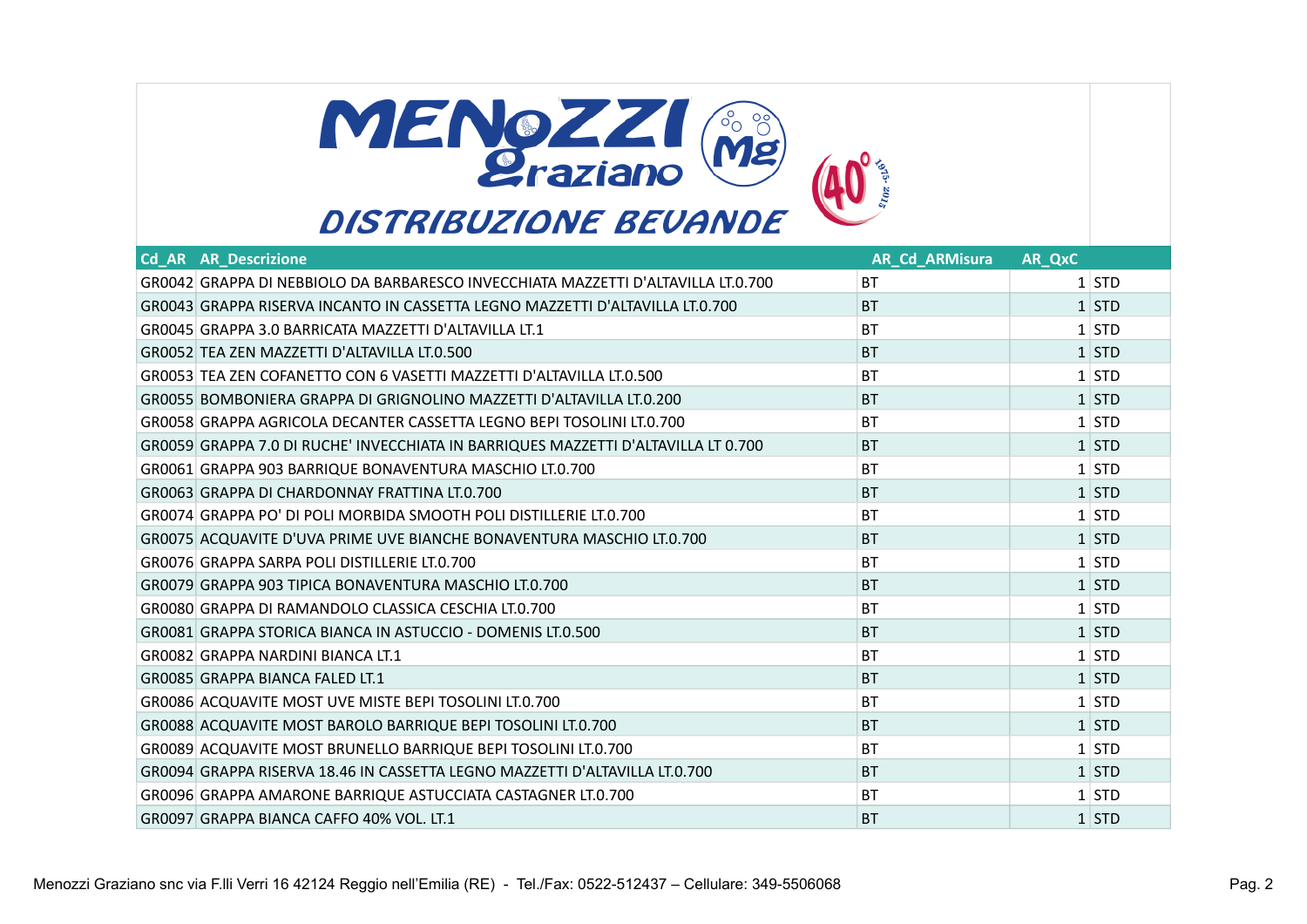# MENOZZI Graziano

## DISTRIBUZIONE BEVANDE

| Cd_AR | AR_Descrizione | AR_Cd_ARMisura | AR_QxC | |
|---|---|---|---|---|
| GR0042 | GRAPPA DI NEBBIOLO DA BARBARESCO INVECCHIATA MAZZETTI D'ALTAVILLA LT.0.700 | BT | 1 | STD |
| GR0043 | GRAPPA RISERVA INCANTO IN CASSETTA LEGNO MAZZETTI D'ALTAVILLA LT.0.700 | BT | 1 | STD |
| GR0045 | GRAPPA 3.0 BARRICATA MAZZETTI D'ALTAVILLA LT.1 | BT | 1 | STD |
| GR0052 | TEA ZEN MAZZETTI D'ALTAVILLA LT.0.500 | BT | 1 | STD |
| GR0053 | TEA ZEN COFANETTO CON 6 VASETTI MAZZETTI D'ALTAVILLA LT.0.500 | BT | 1 | STD |
| GR0055 | BOMBONIERA GRAPPA DI GRIGNOLINO MAZZETTI D'ALTAVILLA LT.0.200 | BT | 1 | STD |
| GR0058 | GRAPPA AGRICOLA DECANTER CASSETTA LEGNO BEPI TOSOLINI LT.0.700 | BT | 1 | STD |
| GR0059 | GRAPPA 7.0 DI RUCHE' INVECCHIATA IN BARRIQUES MAZZETTI D'ALTAVILLA LT 0.700 | BT | 1 | STD |
| GR0061 | GRAPPA 903 BARRIQUE BONAVENTURA MASCHIO LT.0.700 | BT | 1 | STD |
| GR0063 | GRAPPA DI CHARDONNAY FRATTINA LT.0.700 | BT | 1 | STD |
| GR0074 | GRAPPA PO' DI POLI MORBIDA SMOOTH POLI DISTILLERIE LT.0.700 | BT | 1 | STD |
| GR0075 | ACQUAVITE D'UVA PRIME UVE BIANCHE BONAVENTURA MASCHIO LT.0.700 | BT | 1 | STD |
| GR0076 | GRAPPA SARPA POLI DISTILLERIE LT.0.700 | BT | 1 | STD |
| GR0079 | GRAPPA 903 TIPICA BONAVENTURA MASCHIO LT.0.700 | BT | 1 | STD |
| GR0080 | GRAPPA DI RAMANDOLO CLASSICA CESCHIA LT.0.700 | BT | 1 | STD |
| GR0081 | GRAPPA STORICA BIANCA IN ASTUCCIO - DOMENIS LT.0.500 | BT | 1 | STD |
| GR0082 | GRAPPA NARDINI BIANCA LT.1 | BT | 1 | STD |
| GR0085 | GRAPPA BIANCA FALED LT.1 | BT | 1 | STD |
| GR0086 | ACQUAVITE MOST UVE MISTE BEPI TOSOLINI LT.0.700 | BT | 1 | STD |
| GR0088 | ACQUAVITE MOST BAROLO BARRIQUE BEPI TOSOLINI LT.0.700 | BT | 1 | STD |
| GR0089 | ACQUAVITE MOST BRUNELLO BARRIQUE BEPI TOSOLINI LT.0.700 | BT | 1 | STD |
| GR0094 | GRAPPA RISERVA 18.46 IN CASSETTA LEGNO MAZZETTI D'ALTAVILLA LT.0.700 | BT | 1 | STD |
| GR0096 | GRAPPA AMARONE BARRIQUE ASTUCCIATA CASTAGNER LT.0.700 | BT | 1 | STD |
| GR0097 | GRAPPA BIANCA CAFFO 40% VOL. LT.1 | BT | 1 | STD |

Menozzi Graziano snc via F.lli Verri 16 42124 Reggio nell'Emilia (RE) - Tel./Fax: 0522-512437 – Cellulare: 349-5506068